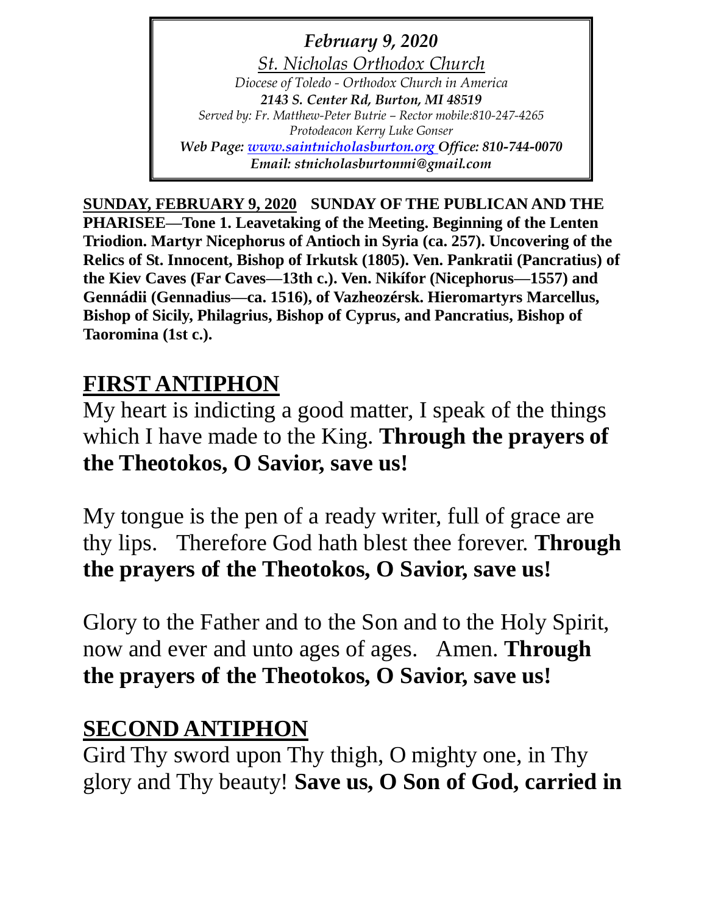*February 9, 2020*
*St. Nicholas Orthodox Church*
*Diocese of Toledo - Orthodox Church in America*
***2143 S. Center Rd, Burton, MI 48519***
*Served by: Fr. Matthew-Peter Butrie – Rector mobile:810-247-4265*
*Protodeacon Kerry Luke Gonser*
***Web Page: www.saintnicholasburton.org Office: 810-744-0070***
***Email: stnicholasburtonmi@gmail.com***

**SUNDAY, FEBRUARY 9, 2020 SUNDAY OF THE PUBLICAN AND THE PHARISEE—Tone 1. Leavetaking of the Meeting. Beginning of the Lenten Triodion. Martyr Nicephorus of Antioch in Syria (ca. 257). Uncovering of the Relics of St. Innocent, Bishop of Irkutsk (1805). Ven. Pankratii (Pancratius) of the Kiev Caves (Far Caves—13th c.). Ven. Nikífor (Nicephorus—1557) and Gennádii (Gennadius—ca. 1516), of Vazheozérsk. Hieromartyrs Marcellus, Bishop of Sicily, Philagrius, Bishop of Cyprus, and Pancratius, Bishop of Taoromina (1st c.).**

## FIRST ANTIPHON

My heart is indicting a good matter, I speak of the things which I have made to the King. **Through the prayers of the Theotokos, O Savior, save us!**

My tongue is the pen of a ready writer, full of grace are thy lips. Therefore God hath blest thee forever. **Through the prayers of the Theotokos, O Savior, save us!**

Glory to the Father and to the Son and to the Holy Spirit, now and ever and unto ages of ages. Amen. **Through the prayers of the Theotokos, O Savior, save us!**

## SECOND ANTIPHON

Gird Thy sword upon Thy thigh, O mighty one, in Thy glory and Thy beauty! **Save us, O Son of God, carried in**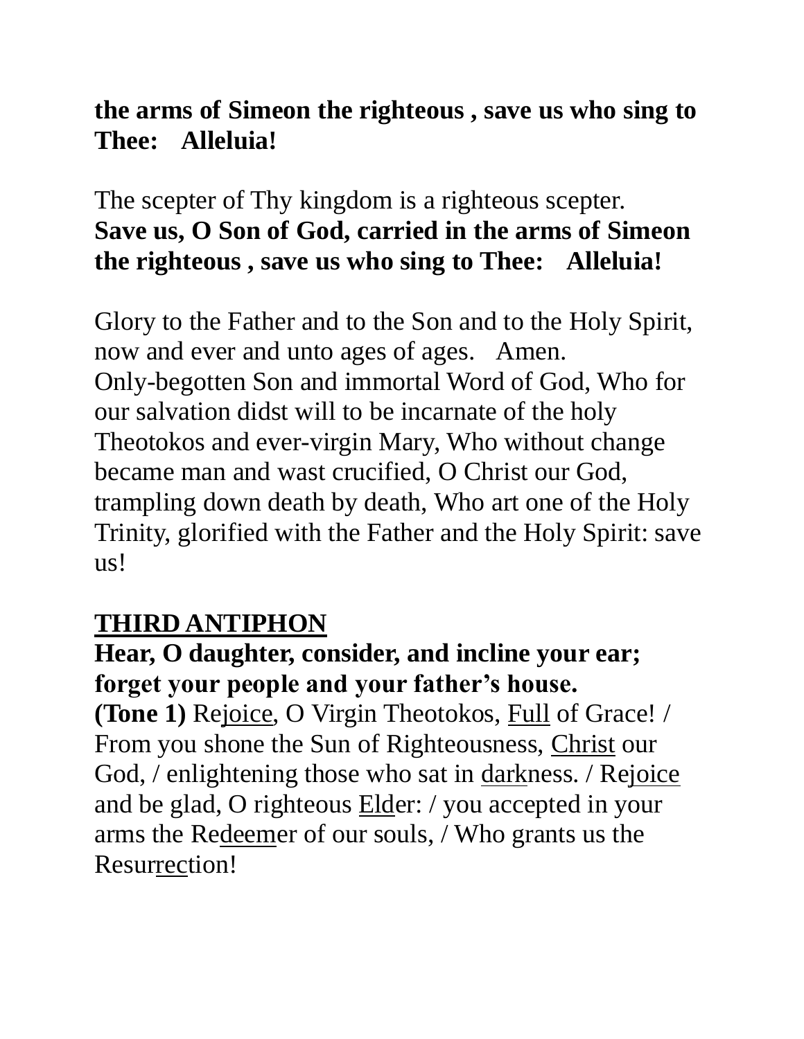**the arms of Simeon the righteous , save us who sing to Thee: Alleluia!**

The scepter of Thy kingdom is a righteous scepter.
**Save us, O Son of God, carried in the arms of Simeon the righteous , save us who sing to Thee: Alleluia!**

Glory to the Father and to the Son and to the Holy Spirit, now and ever and unto ages of ages. Amen.
Only-begotten Son and immortal Word of God, Who for our salvation didst will to be incarnate of the holy Theotokos and ever-virgin Mary, Who without change became man and wast crucified, O Christ our God, trampling down death by death, Who art one of the Holy Trinity, glorified with the Father and the Holy Spirit: save us!

## THIRD ANTIPHON

**Hear, O daughter, consider, and incline your ear; forget your people and your father's house.**
**(Tone 1)** Re<u>joice</u>, O Virgin Theotokos, <u>Full</u> of Grace! / From you shone the Sun of Righteousness, <u>Christ</u> our God, / enlightening those who sat in <u>dark</u>ness. / Re<u>joice</u> and be glad, O righteous <u>Eld</u>er: / you accepted in your arms the Re<u>deem</u>er of our souls, / Who grants us the Resur<u>rec</u>tion!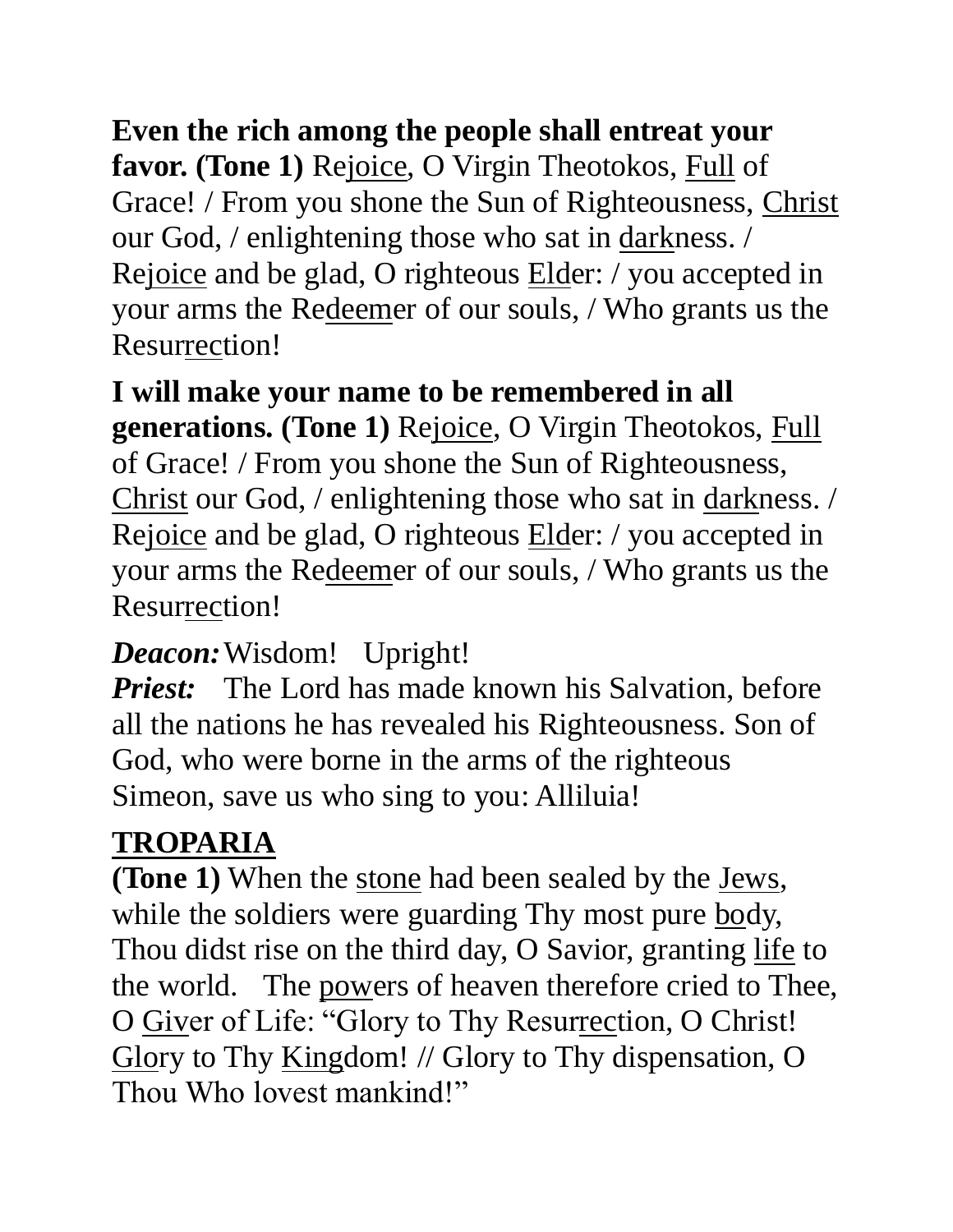**Even the rich among the people shall entreat your favor. (Tone 1)** Re<u>joice</u>, O Virgin Theotokos, <u>Full</u> of Grace! / From you shone the Sun of Righteousness, <u>Christ</u> our God, / enlightening those who sat in <u>dark</u>ness. / Re<u>joice</u> and be glad, O righteous <u>Eld</u>er: / you accepted in your arms the Re<u>deem</u>er of our souls, / Who grants us the Resur<u>rec</u>tion!

**I will make your name to be remembered in all generations. (Tone 1)** Re<u>joice</u>, O Virgin Theotokos, <u>Full</u> of Grace! / From you shone the Sun of Righteousness, <u>Christ</u> our God, / enlightening those who sat in <u>dark</u>ness. / Re<u>joice</u> and be glad, O righteous <u>Eld</u>er: / you accepted in your arms the Re<u>deem</u>er of our souls, / Who grants us the Resur<u>rec</u>tion!

***Deacon:*** Wisdom! Upright!
***Priest:*** The Lord has made known his Salvation, before all the nations he has revealed his Righteousness. Son of God, who were borne in the arms of the righteous Simeon, save us who sing to you: Alliluia!

## <u>TROPARIA</u>

**(Tone 1)** When the <u>stone</u> had been sealed by the <u>Jews</u>, while the soldiers were guarding Thy most pure <u>bo</u>dy, Thou didst rise on the third day, O Savior, granting <u>life</u> to the world. The <u>pow</u>ers of heaven therefore cried to Thee, O <u>Giv</u>er of Life: "Glory to Thy Resur<u>rec</u>tion, O Christ! <u>Glo</u>ry to Thy <u>King</u>dom! // Glory to Thy dispensation, O Thou Who lovest mankind!"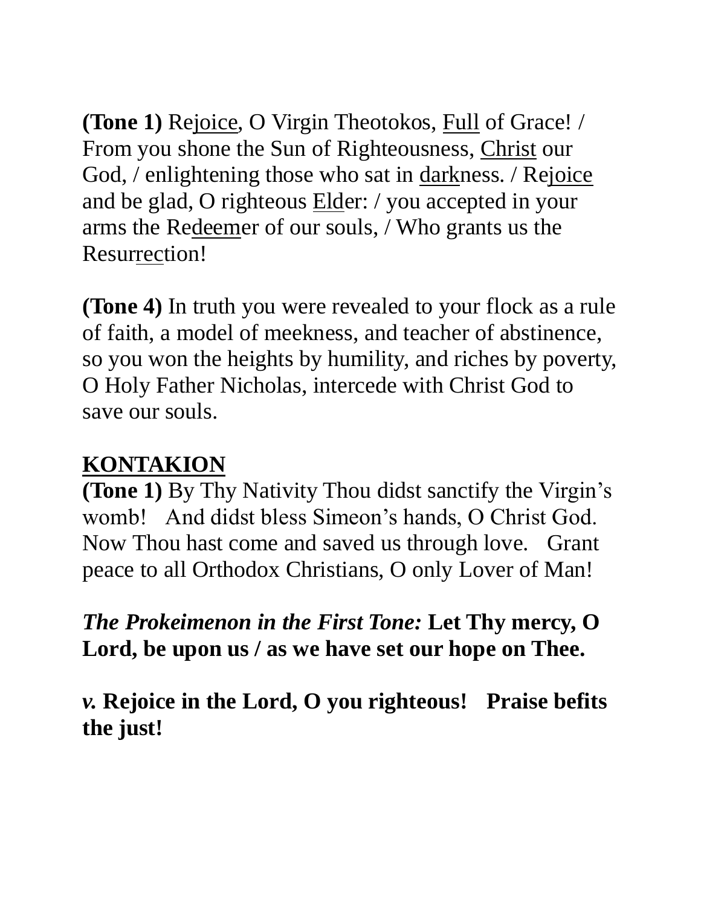**(Tone 1)** Re<u>joice</u>, O Virgin Theotokos, <u>Full</u> of Grace! / From you shone the Sun of Righteousness, <u>Christ</u> our God, / enlightening those who sat in <u>dark</u>ness. / Re<u>joice</u> and be glad, O righteous <u>Eld</u>er: / you accepted in your arms the Re<u>deem</u>er of our souls, / Who grants us the Resur<u>rec</u>tion!

**(Tone 4)** In truth you were revealed to your flock as a rule of faith, a model of meekness, and teacher of abstinence, so you won the heights by humility, and riches by poverty, O Holy Father Nicholas, intercede with Christ God to save our souls.

## <u>KONTAKION</u>

**(Tone 1)** By Thy Nativity Thou didst sanctify the Virgin's womb! And didst bless Simeon's hands, O Christ God. Now Thou hast come and saved us through love. Grant peace to all Orthodox Christians, O only Lover of Man!

***The Prokeimenon in the First Tone:*** **Let Thy mercy, O Lord, be upon us / as we have set our hope on Thee.**

***v.*** **Rejoice in the Lord, O you righteous! Praise befits the just!**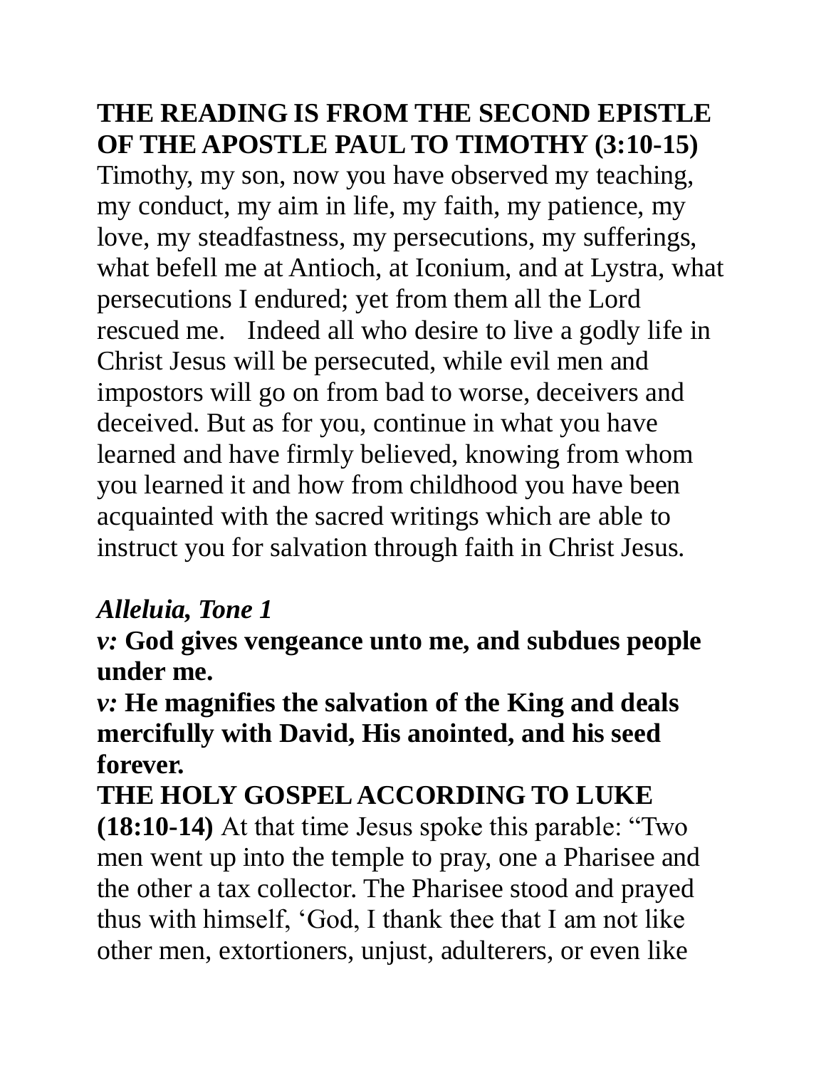**THE READING IS FROM THE SECOND EPISTLE OF THE APOSTLE PAUL TO TIMOTHY (3:10-15)**
Timothy, my son, now you have observed my teaching, my conduct, my aim in life, my faith, my patience, my love, my steadfastness, my persecutions, my sufferings, what befell me at Antioch, at Iconium, and at Lystra, what persecutions I endured; yet from them all the Lord rescued me. Indeed all who desire to live a godly life in Christ Jesus will be persecuted, while evil men and impostors will go on from bad to worse, deceivers and deceived. But as for you, continue in what you have learned and have firmly believed, knowing from whom you learned it and how from childhood you have been acquainted with the sacred writings which are able to instruct you for salvation through faith in Christ Jesus.

***Alleluia, Tone 1***
***v:*** **God gives vengeance unto me, and subdues people under me.**
***v:*** **He magnifies the salvation of the King and deals mercifully with David, His anointed, and his seed forever.**
**THE HOLY GOSPEL ACCORDING TO LUKE (18:10-14)** At that time Jesus spoke this parable: "Two men went up into the temple to pray, one a Pharisee and the other a tax collector. The Pharisee stood and prayed thus with himself, 'God, I thank thee that I am not like other men, extortioners, unjust, adulterers, or even like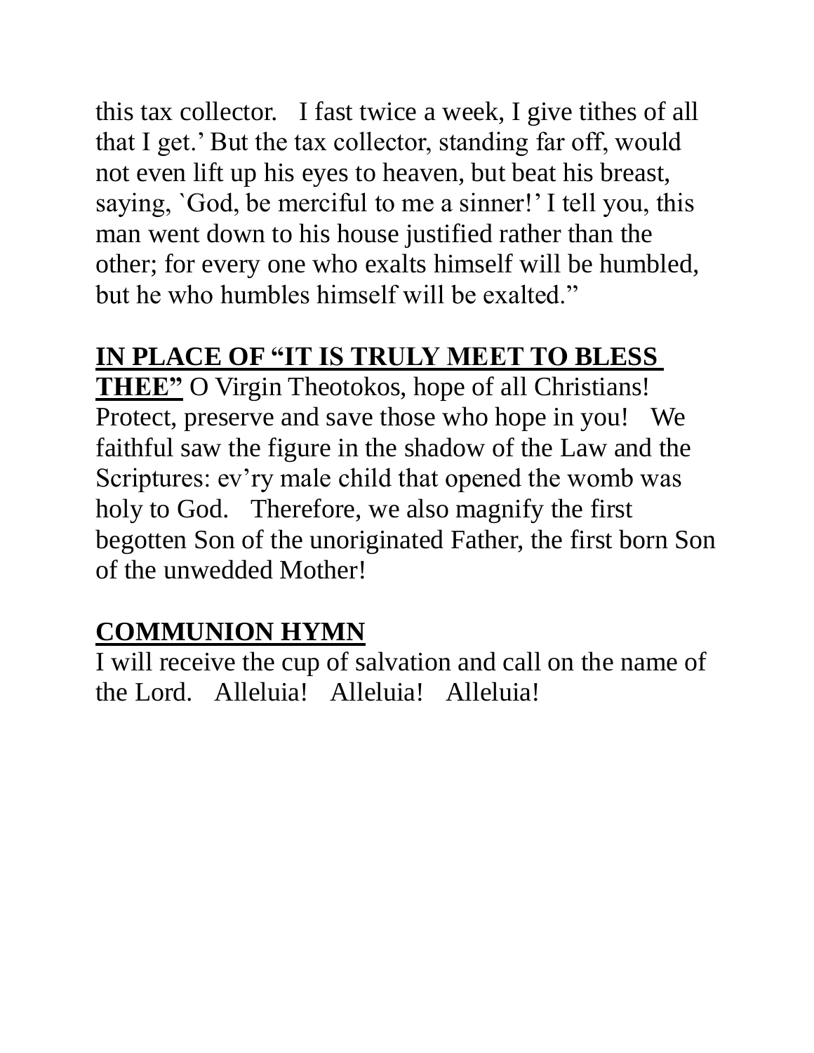this tax collector. I fast twice a week, I give tithes of all that I get.' But the tax collector, standing far off, would not even lift up his eyes to heaven, but beat his breast, saying, `God, be merciful to me a sinner!' I tell you, this man went down to his house justified rather than the other; for every one who exalts himself will be humbled, but he who humbles himself will be exalted."

**IN PLACE OF "IT IS TRULY MEET TO BLESS THEE"** O Virgin Theotokos, hope of all Christians! Protect, preserve and save those who hope in you! We faithful saw the figure in the shadow of the Law and the Scriptures: ev'ry male child that opened the womb was holy to God. Therefore, we also magnify the first begotten Son of the unoriginated Father, the first born Son of the unwedded Mother!

**COMMUNION HYMN**

I will receive the cup of salvation and call on the name of the Lord. Alleluia! Alleluia! Alleluia!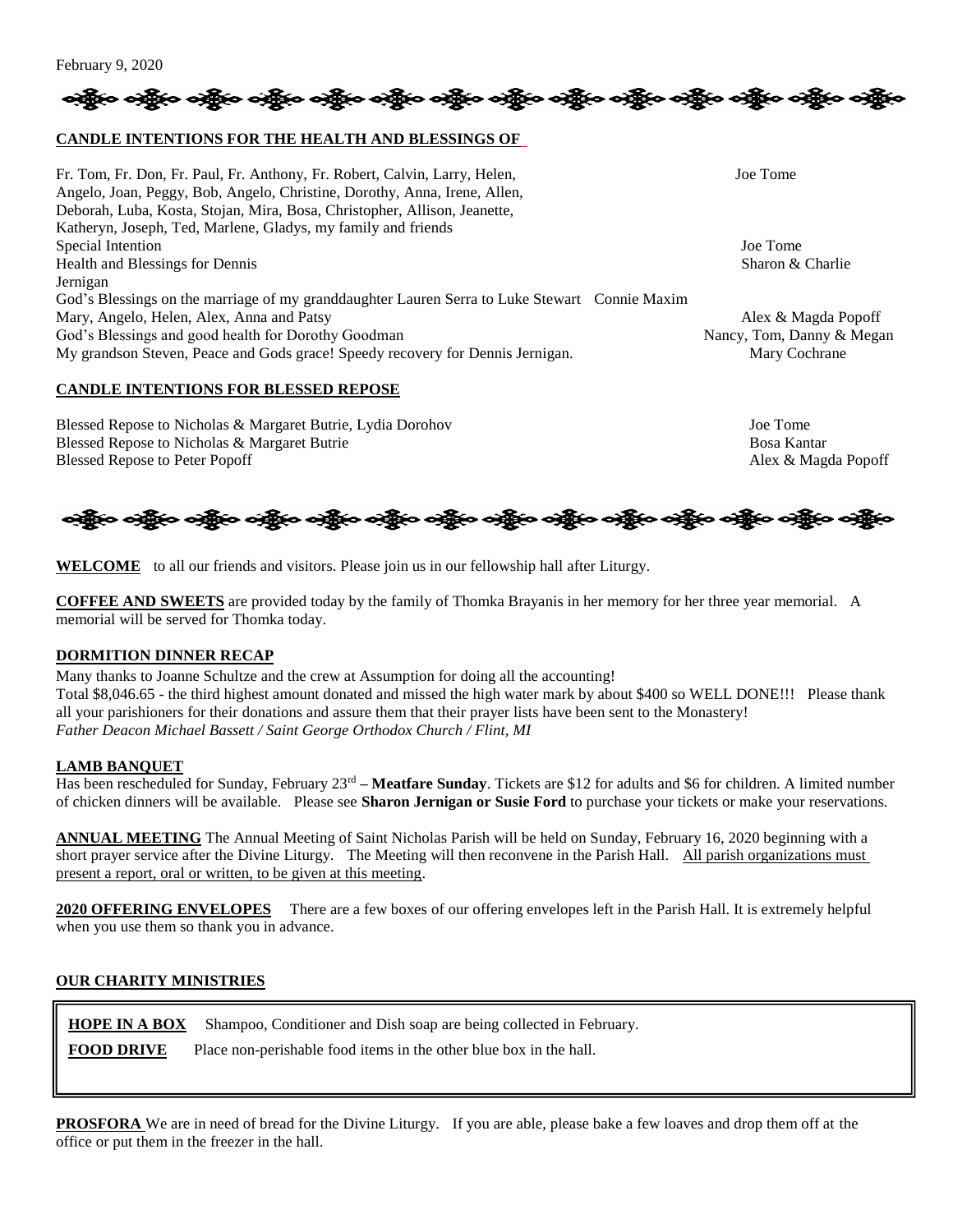February 9, 2020

**CANDLE INTENTIONS FOR THE HEALTH AND BLESSINGS OF**

| | |
|---|---|
| Fr. Tom, Fr. Don, Fr. Paul, Fr. Anthony, Fr. Robert, Calvin, Larry, Helen, Angelo, Joan, Peggy, Bob, Angelo, Christine, Dorothy, Anna, Irene, Allen, Deborah, Luba, Kosta, Stojan, Mira, Bosa, Christopher, Allison, Jeanette, Katheryn, Joseph, Ted, Marlene, Gladys, my family and friends | Joe Tome |
| Special Intention | Joe Tome |
| Health and Blessings for Dennis Jernigan | Sharon & Charlie |
| God's Blessings on the marriage of my granddaughter Lauren Serra to Luke Stewart | Connie Maxim |
| Mary, Angelo, Helen, Alex, Anna and Patsy | Alex & Magda Popoff |
| God's Blessings and good health for Dorothy Goodman | Nancy, Tom, Danny & Megan |
| My grandson Steven, Peace and Gods grace! Speedy recovery for Dennis Jernigan. | Mary Cochrane |

**CANDLE INTENTIONS FOR BLESSED REPOSE**

| | |
|---|---|
| Blessed Repose to Nicholas & Margaret Butrie, Lydia Dorohov | Joe Tome |
| Blessed Repose to Nicholas & Margaret Butrie | Bosa Kantar |
| Blessed Repose to Peter Popoff | Alex & Magda Popoff |

**WELCOME** to all our friends and visitors. Please join us in our fellowship hall after Liturgy.

**COFFEE AND SWEETS** are provided today by the family of Thomka Brayanis in her memory for her three year memorial. A memorial will be served for Thomka today.

**DORMITION DINNER RECAP**

Many thanks to Joanne Schultze and the crew at Assumption for doing all the accounting!
Total $8,046.65 - the third highest amount donated and missed the high water mark by about $400 so WELL DONE!!! Please thank all your parishioners for their donations and assure them that their prayer lists have been sent to the Monastery!
*Father Deacon Michael Bassett / Saint George Orthodox Church / Flint, MI*

**LAMB BANQUET**

Has been rescheduled for Sunday, February 23rd – **Meatfare Sunday**. Tickets are $12 for adults and $6 for children. A limited number of chicken dinners will be available. Please see **Sharon Jernigan or Susie Ford** to purchase your tickets or make your reservations.

**ANNUAL MEETING** The Annual Meeting of Saint Nicholas Parish will be held on Sunday, February 16, 2020 beginning with a short prayer service after the Divine Liturgy. The Meeting will then reconvene in the Parish Hall. All parish organizations must present a report, oral or written, to be given at this meeting.

**2020 OFFERING ENVELOPES** There are a few boxes of our offering envelopes left in the Parish Hall. It is extremely helpful when you use them so thank you in advance.

**OUR CHARITY MINISTRIES**

**HOPE IN A BOX** Shampoo, Conditioner and Dish soap are being collected in February.

**FOOD DRIVE** Place non-perishable food items in the other blue box in the hall.

**PROSFORA** We are in need of bread for the Divine Liturgy. If you are able, please bake a few loaves and drop them off at the office or put them in the freezer in the hall.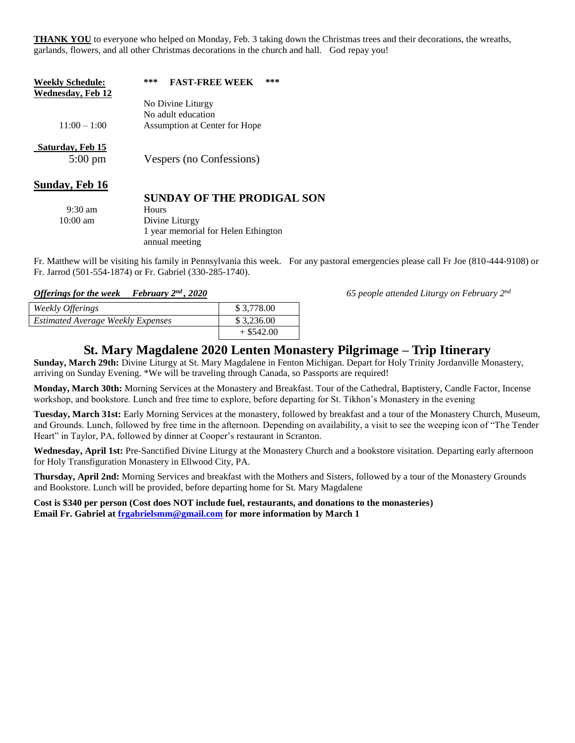**<u>THANK YOU</u>** to everyone who helped on Monday, Feb. 3 taking down the Christmas trees and their decorations, the wreaths, garlands, flowers, and all other Christmas decorations in the church and hall. God repay you!

**<u>Weekly Schedule:</u>** *** **FAST-FREE WEEK** ***

**<u>Wednesday, Feb 12</u>**

No Divine Liturgy
No adult education
11:00 – 1:00 Assumption at Center for Hope

**<u>Saturday, Feb 15</u>**

5:00 pm Vespers (no Confessions)

**<u>Sunday, Feb 16</u>**

**SUNDAY OF THE PRODIGAL SON**

9:30 am Hours
10:00 am Divine Liturgy
1 year memorial for Helen Ethington
annual meeting

Fr. Matthew will be visiting his family in Pennsylvania this week. For any pastoral emergencies please call Fr Joe (810-444-9108) or Fr. Jarrod (501-554-1874) or Fr. Gabriel (330-285-1740).

***<u>Offerings for the week February 2nd, 2020</u>***

*65 people attended Liturgy on February 2nd*

| | |
|---|---|
| *Weekly Offerings* | $ 3,778.00 |
| *Estimated Average Weekly Expenses* | $ 3,236.00 |
| | + $542.00 |

## St. Mary Magdalene 2020 Lenten Monastery Pilgrimage – Trip Itinerary

**Sunday, March 29th:** Divine Liturgy at St. Mary Magdalene in Fenton Michigan. Depart for Holy Trinity Jordanville Monastery, arriving on Sunday Evening. *We will be traveling through Canada, so Passports are required!

**Monday, March 30th:** Morning Services at the Monastery and Breakfast. Tour of the Cathedral, Baptistery, Candle Factor, Incense workshop, and bookstore. Lunch and free time to explore, before departing for St. Tikhon's Monastery in the evening

**Tuesday, March 31st:** Early Morning Services at the monastery, followed by breakfast and a tour of the Monastery Church, Museum, and Grounds. Lunch, followed by free time in the afternoon. Depending on availability, a visit to see the weeping icon of "The Tender Heart" in Taylor, PA, followed by dinner at Cooper's restaurant in Scranton.

**Wednesday, April 1st:** Pre-Sanctified Divine Liturgy at the Monastery Church and a bookstore visitation. Departing early afternoon for Holy Transfiguration Monastery in Ellwood City, PA.

**Thursday, April 2nd:** Morning Services and breakfast with the Mothers and Sisters, followed by a tour of the Monastery Grounds and Bookstore. Lunch will be provided, before departing home for St. Mary Magdalene

**Cost is $340 per person (Cost does NOT include fuel, restaurants, and donations to the monasteries)**
**Email Fr. Gabriel at frgabrielsmm@gmail.com for more information by March 1**